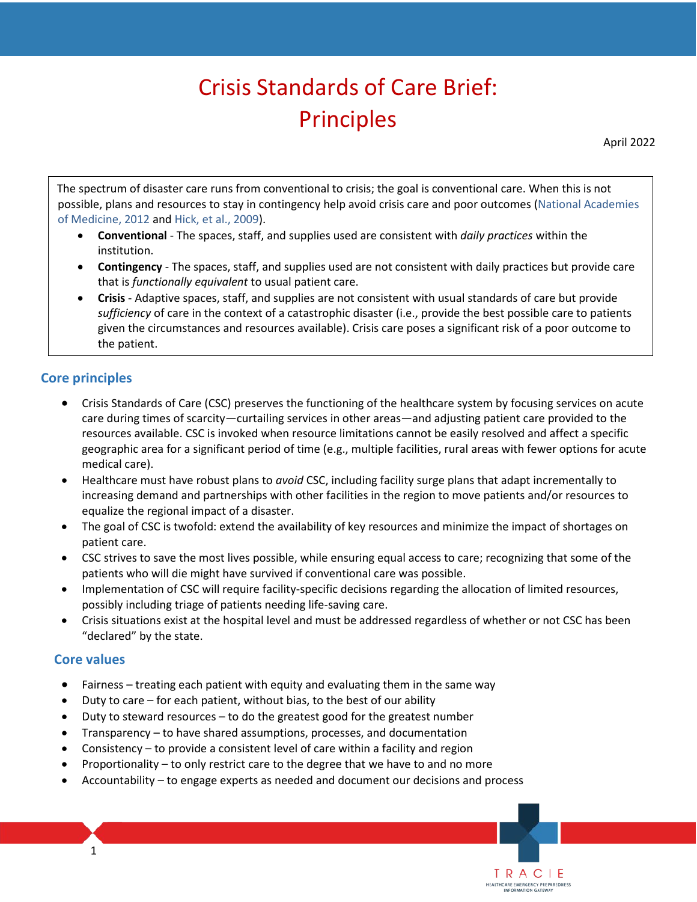# Crisis Standards of Care Brief: Principles

April 2022

The spectrum of disaster care runs from conventional to crisis; the goal is conventional care. When this is not possible, plans and resources to stay in contingency help avoid crisis care and poor outcomes (National Academies of Medicine, 2012 and Hick, et al., 2009).

- **Conventional** - The spaces, staff, and supplies used are consistent with *daily practices* within the institution.
- **Contingency** - The spaces, staff, and supplies used are not consistent with daily practices but provide care that is *functionally equivalent* to usual patient care.
- **Crisis** - Adaptive spaces, staff, and supplies are not consistent with usual standards of care but provide *sufficiency* of care in the context of a catastrophic disaster (i.e., provide the best possible care to patients given the circumstances and resources available). Crisis care poses a significant risk of a poor outcome to the patient.

## Core principles

- Crisis Standards of Care (CSC) preserves the functioning of the healthcare system by focusing services on acute care during times of scarcity—curtailing services in other areas—and adjusting patient care provided to the resources available. CSC is invoked when resource limitations cannot be easily resolved and affect a specific geographic area for a significant period of time (e.g., multiple facilities, rural areas with fewer options for acute medical care).
- Healthcare must have robust plans to *avoid* CSC, including facility surge plans that adapt incrementally to increasing demand and partnerships with other facilities in the region to move patients and/or resources to equalize the regional impact of a disaster.
- The goal of CSC is twofold: extend the availability of key resources and minimize the impact of shortages on patient care.
- CSC strives to save the most lives possible, while ensuring equal access to care; recognizing that some of the patients who will die might have survived if conventional care was possible.
- Implementation of CSC will require facility-specific decisions regarding the allocation of limited resources, possibly including triage of patients needing life-saving care.
- Crisis situations exist at the hospital level and must be addressed regardless of whether or not CSC has been "declared" by the state.

## Core values

- Fairness – treating each patient with equity and evaluating them in the same way
- Duty to care – for each patient, without bias, to the best of our ability
- Duty to steward resources – to do the greatest good for the greatest number
- Transparency – to have shared assumptions, processes, and documentation
- Consistency – to provide a consistent level of care within a facility and region
- Proportionality – to only restrict care to the degree that we have to and no more
- Accountability – to engage experts as needed and document our decisions and process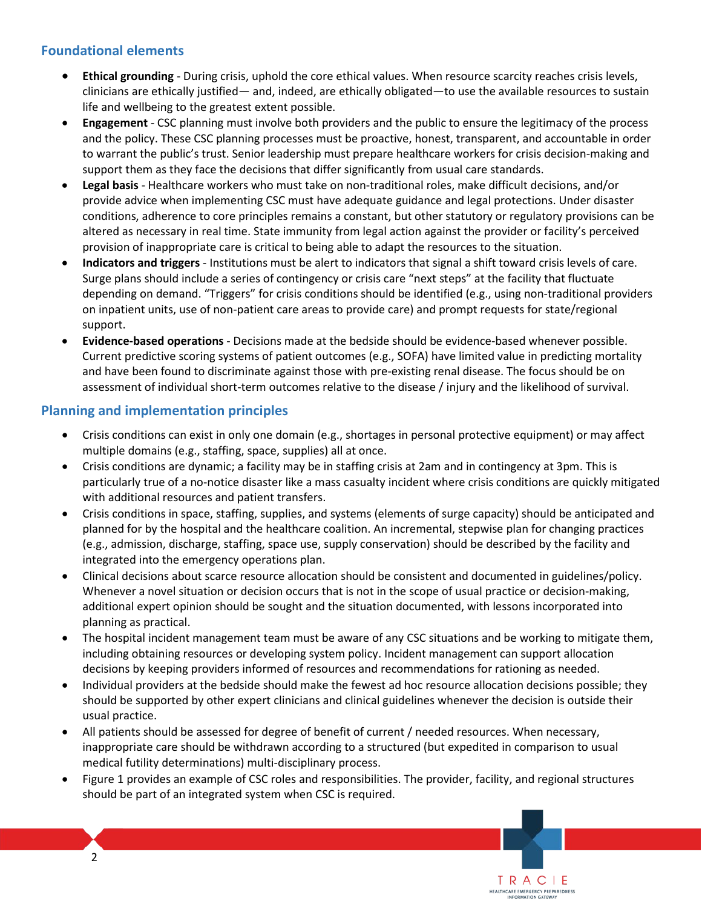## Foundational elements

- **Ethical grounding** - During crisis, uphold the core ethical values. When resource scarcity reaches crisis levels, clinicians are ethically justified— and, indeed, are ethically obligated—to use the available resources to sustain life and wellbeing to the greatest extent possible.
- **Engagement** - CSC planning must involve both providers and the public to ensure the legitimacy of the process and the policy. These CSC planning processes must be proactive, honest, transparent, and accountable in order to warrant the public's trust. Senior leadership must prepare healthcare workers for crisis decision-making and support them as they face the decisions that differ significantly from usual care standards.
- **Legal basis** - Healthcare workers who must take on non-traditional roles, make difficult decisions, and/or provide advice when implementing CSC must have adequate guidance and legal protections. Under disaster conditions, adherence to core principles remains a constant, but other statutory or regulatory provisions can be altered as necessary in real time. State immunity from legal action against the provider or facility's perceived provision of inappropriate care is critical to being able to adapt the resources to the situation.
- **Indicators and triggers** - Institutions must be alert to indicators that signal a shift toward crisis levels of care. Surge plans should include a series of contingency or crisis care "next steps" at the facility that fluctuate depending on demand. "Triggers" for crisis conditions should be identified (e.g., using non-traditional providers on inpatient units, use of non-patient care areas to provide care) and prompt requests for state/regional support.
- **Evidence-based operations** - Decisions made at the bedside should be evidence-based whenever possible. Current predictive scoring systems of patient outcomes (e.g., SOFA) have limited value in predicting mortality and have been found to discriminate against those with pre-existing renal disease. The focus should be on assessment of individual short-term outcomes relative to the disease / injury and the likelihood of survival.

## Planning and implementation principles

- Crisis conditions can exist in only one domain (e.g., shortages in personal protective equipment) or may affect multiple domains (e.g., staffing, space, supplies) all at once.
- Crisis conditions are dynamic; a facility may be in staffing crisis at 2am and in contingency at 3pm. This is particularly true of a no-notice disaster like a mass casualty incident where crisis conditions are quickly mitigated with additional resources and patient transfers.
- Crisis conditions in space, staffing, supplies, and systems (elements of surge capacity) should be anticipated and planned for by the hospital and the healthcare coalition. An incremental, stepwise plan for changing practices (e.g., admission, discharge, staffing, space use, supply conservation) should be described by the facility and integrated into the emergency operations plan.
- Clinical decisions about scarce resource allocation should be consistent and documented in guidelines/policy. Whenever a novel situation or decision occurs that is not in the scope of usual practice or decision-making, additional expert opinion should be sought and the situation documented, with lessons incorporated into planning as practical.
- The hospital incident management team must be aware of any CSC situations and be working to mitigate them, including obtaining resources or developing system policy. Incident management can support allocation decisions by keeping providers informed of resources and recommendations for rationing as needed.
- Individual providers at the bedside should make the fewest ad hoc resource allocation decisions possible; they should be supported by other expert clinicians and clinical guidelines whenever the decision is outside their usual practice.
- All patients should be assessed for degree of benefit of current / needed resources. When necessary, inappropriate care should be withdrawn according to a structured (but expedited in comparison to usual medical futility determinations) multi-disciplinary process.
- Figure 1 provides an example of CSC roles and responsibilities. The provider, facility, and regional structures should be part of an integrated system when CSC is required.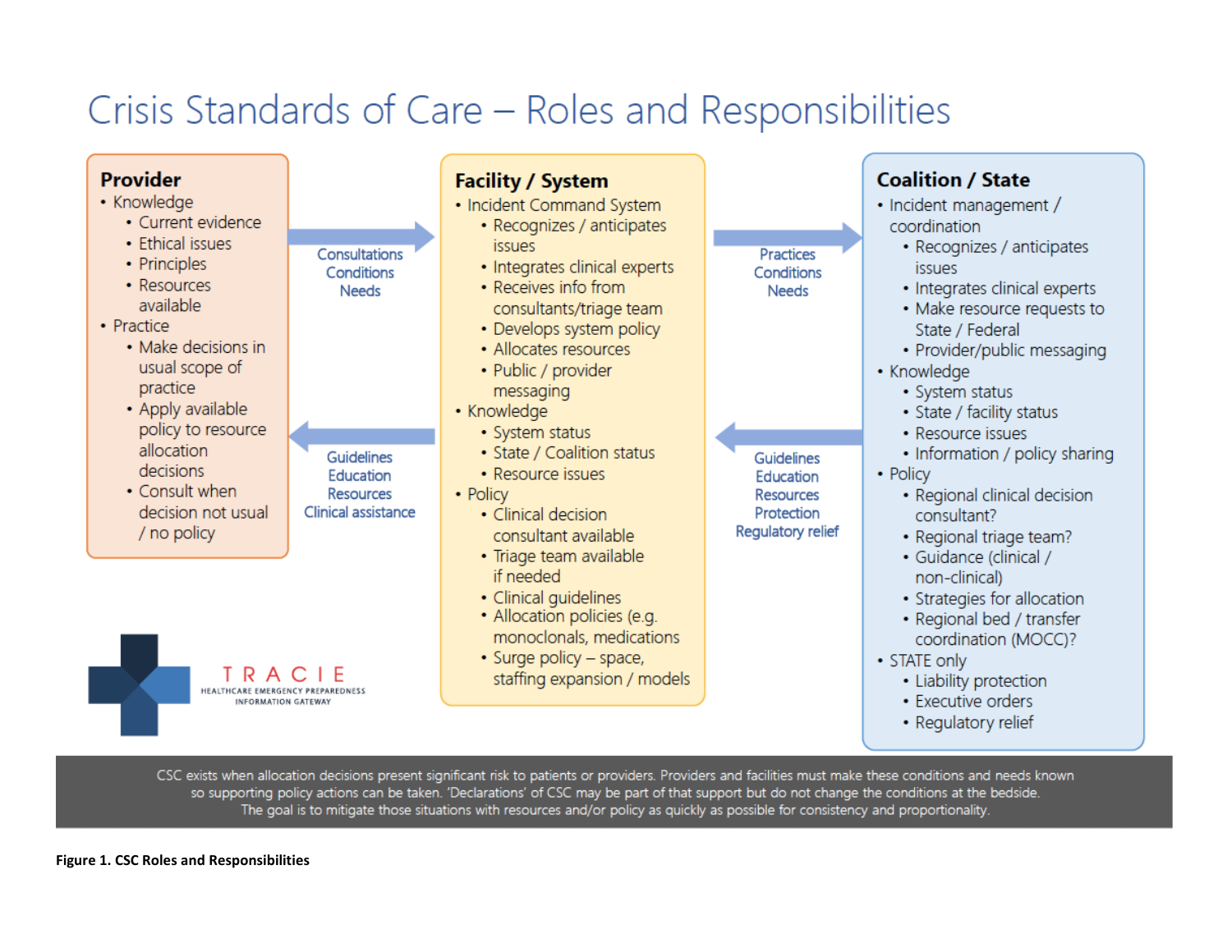# Crisis Standards of Care – Roles and Responsibilities

## Provider

- Knowledge
  - Current evidence
  - Ethical issues
  - Principles
  - Resources available
- Practice
  - Make decisions in usual scope of practice
  - Apply available policy to resource allocation decisions
  - Consult when decision not usual / no policy

Consultations
Conditions
Needs

Guidelines
Education
Resources
Clinical assistance

## Facility / System

- Incident Command System
  - Recognizes / anticipates issues
  - Integrates clinical experts
  - Receives info from consultants/triage team
  - Develops system policy
  - Allocates resources
  - Public / provider messaging
- Knowledge
  - System status
  - State / Coalition status
  - Resource issues
- Policy
  - Clinical decision consultant available
  - Triage team available if needed
  - Clinical guidelines
  - Allocation policies (e.g. monoclonals, medications
  - Surge policy – space, staffing expansion / models

Practices
Conditions
Needs

Guidelines
Education
Resources
Protection
Regulatory relief

## Coalition / State

- Incident management / coordination
  - Recognizes / anticipates issues
  - Integrates clinical experts
  - Make resource requests to State / Federal
  - Provider/public messaging
- Knowledge
  - System status
  - State / facility status
  - Resource issues
  - Information / policy sharing
- Policy
  - Regional clinical decision consultant?
  - Regional triage team?
  - Guidance (clinical / non-clinical)
  - Strategies for allocation
  - Regional bed / transfer coordination (MOCC)?
- STATE only
  - Liability protection
  - Executive orders
  - Regulatory relief

TRACIE
HEALTHCARE EMERGENCY PREPAREDNESS INFORMATION GATEWAY

CSC exists when allocation decisions present significant risk to patients or providers. Providers and facilities must make these conditions and needs known so supporting policy actions can be taken. 'Declarations' of CSC may be part of that support but do not change the conditions at the bedside. The goal is to mitigate those situations with resources and/or policy as quickly as possible for consistency and proportionality.

**Figure 1. CSC Roles and Responsibilities**